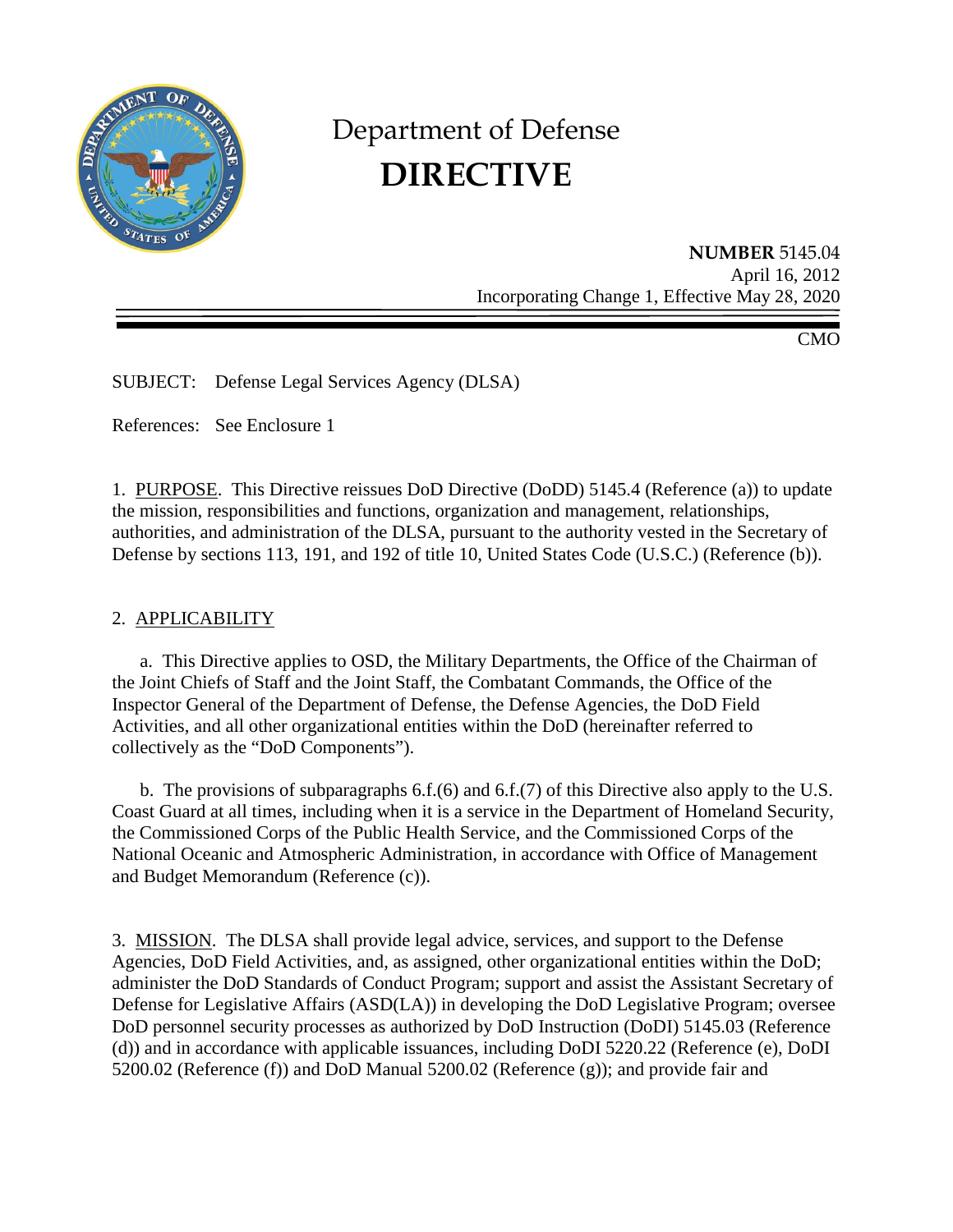# Department of Defense
# DIRECTIVE

**NUMBER** 5145.04
April 16, 2012
Incorporating Change 1, Effective May 28, 2020

CMO

SUBJECT: Defense Legal Services Agency (DLSA)

References: See Enclosure 1

1. PURPOSE. This Directive reissues DoD Directive (DoDD) 5145.4 (Reference (a)) to update the mission, responsibilities and functions, organization and management, relationships, authorities, and administration of the DLSA, pursuant to the authority vested in the Secretary of Defense by sections 113, 191, and 192 of title 10, United States Code (U.S.C.) (Reference (b)).

2. APPLICABILITY

a. This Directive applies to OSD, the Military Departments, the Office of the Chairman of the Joint Chiefs of Staff and the Joint Staff, the Combatant Commands, the Office of the Inspector General of the Department of Defense, the Defense Agencies, the DoD Field Activities, and all other organizational entities within the DoD (hereinafter referred to collectively as the "DoD Components").

b. The provisions of subparagraphs 6.f.(6) and 6.f.(7) of this Directive also apply to the U.S. Coast Guard at all times, including when it is a service in the Department of Homeland Security, the Commissioned Corps of the Public Health Service, and the Commissioned Corps of the National Oceanic and Atmospheric Administration, in accordance with Office of Management and Budget Memorandum (Reference (c)).

3. MISSION. The DLSA shall provide legal advice, services, and support to the Defense Agencies, DoD Field Activities, and, as assigned, other organizational entities within the DoD; administer the DoD Standards of Conduct Program; support and assist the Assistant Secretary of Defense for Legislative Affairs (ASD(LA)) in developing the DoD Legislative Program; oversee DoD personnel security processes as authorized by DoD Instruction (DoDI) 5145.03 (Reference (d)) and in accordance with applicable issuances, including DoDI 5220.22 (Reference (e), DoDI 5200.02 (Reference (f)) and DoD Manual 5200.02 (Reference (g)); and provide fair and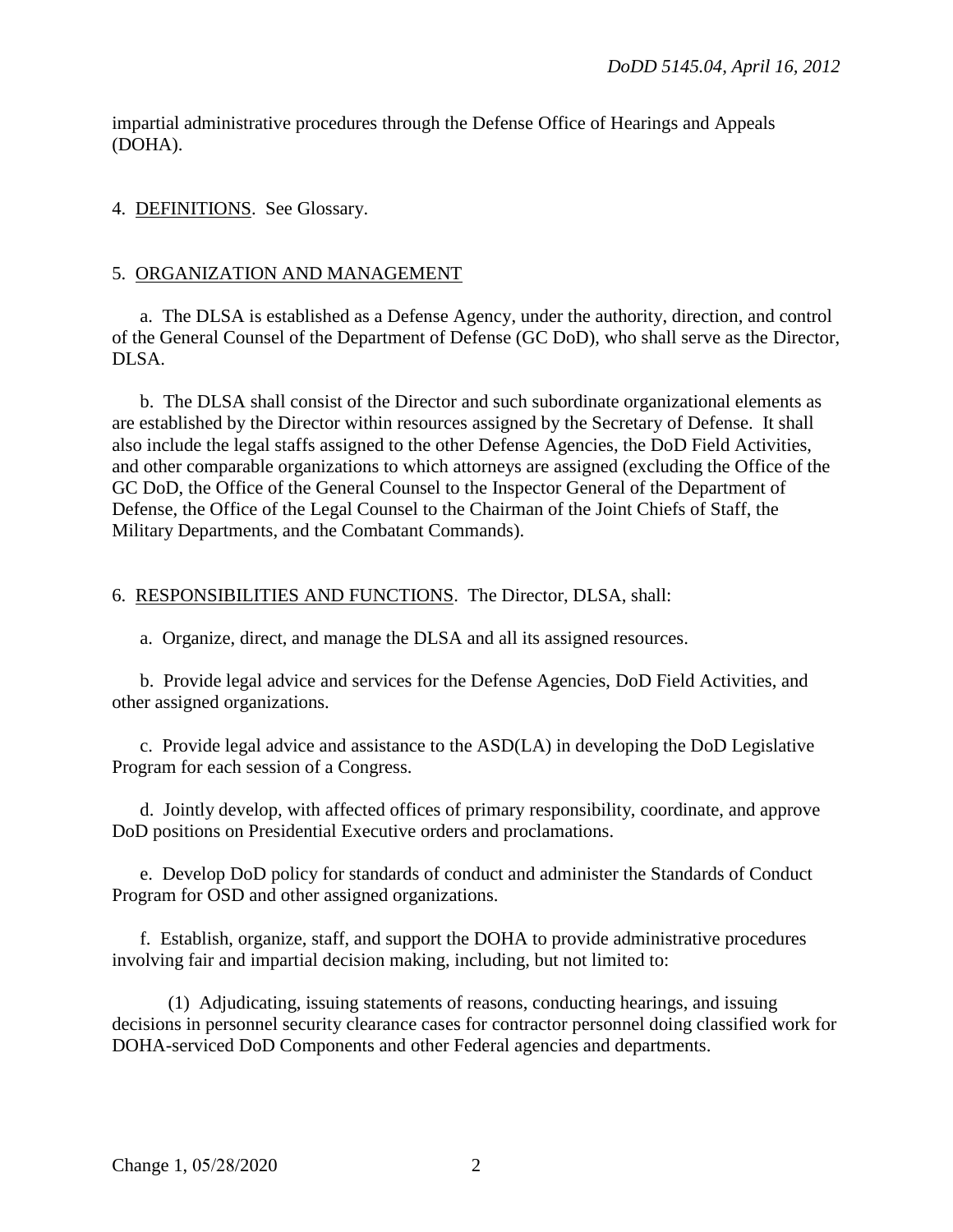impartial administrative procedures through the Defense Office of Hearings and Appeals (DOHA).

4. DEFINITIONS. See Glossary.

5. ORGANIZATION AND MANAGEMENT

a. The DLSA is established as a Defense Agency, under the authority, direction, and control of the General Counsel of the Department of Defense (GC DoD), who shall serve as the Director, DLSA.

b. The DLSA shall consist of the Director and such subordinate organizational elements as are established by the Director within resources assigned by the Secretary of Defense. It shall also include the legal staffs assigned to the other Defense Agencies, the DoD Field Activities, and other comparable organizations to which attorneys are assigned (excluding the Office of the GC DoD, the Office of the General Counsel to the Inspector General of the Department of Defense, the Office of the Legal Counsel to the Chairman of the Joint Chiefs of Staff, the Military Departments, and the Combatant Commands).

6. RESPONSIBILITIES AND FUNCTIONS. The Director, DLSA, shall:

a. Organize, direct, and manage the DLSA and all its assigned resources.

b. Provide legal advice and services for the Defense Agencies, DoD Field Activities, and other assigned organizations.

c. Provide legal advice and assistance to the ASD(LA) in developing the DoD Legislative Program for each session of a Congress.

d. Jointly develop, with affected offices of primary responsibility, coordinate, and approve DoD positions on Presidential Executive orders and proclamations.

e. Develop DoD policy for standards of conduct and administer the Standards of Conduct Program for OSD and other assigned organizations.

f. Establish, organize, staff, and support the DOHA to provide administrative procedures involving fair and impartial decision making, including, but not limited to:

(1) Adjudicating, issuing statements of reasons, conducting hearings, and issuing decisions in personnel security clearance cases for contractor personnel doing classified work for DOHA-serviced DoD Components and other Federal agencies and departments.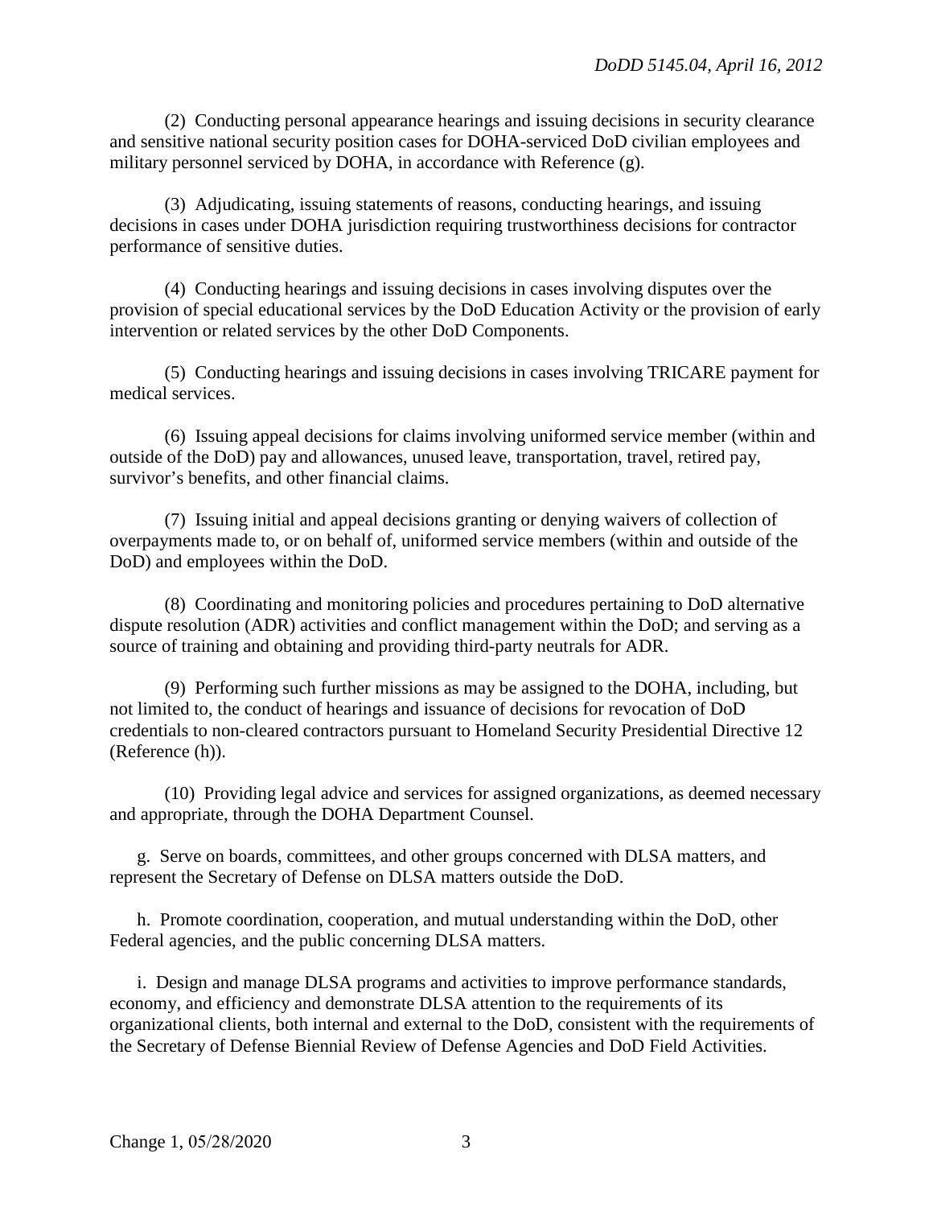(2) Conducting personal appearance hearings and issuing decisions in security clearance and sensitive national security position cases for DOHA-serviced DoD civilian employees and military personnel serviced by DOHA, in accordance with Reference (g).

(3) Adjudicating, issuing statements of reasons, conducting hearings, and issuing decisions in cases under DOHA jurisdiction requiring trustworthiness decisions for contractor performance of sensitive duties.

(4) Conducting hearings and issuing decisions in cases involving disputes over the provision of special educational services by the DoD Education Activity or the provision of early intervention or related services by the other DoD Components.

(5) Conducting hearings and issuing decisions in cases involving TRICARE payment for medical services.

(6) Issuing appeal decisions for claims involving uniformed service member (within and outside of the DoD) pay and allowances, unused leave, transportation, travel, retired pay, survivor's benefits, and other financial claims.

(7) Issuing initial and appeal decisions granting or denying waivers of collection of overpayments made to, or on behalf of, uniformed service members (within and outside of the DoD) and employees within the DoD.

(8) Coordinating and monitoring policies and procedures pertaining to DoD alternative dispute resolution (ADR) activities and conflict management within the DoD; and serving as a source of training and obtaining and providing third-party neutrals for ADR.

(9) Performing such further missions as may be assigned to the DOHA, including, but not limited to, the conduct of hearings and issuance of decisions for revocation of DoD credentials to non-cleared contractors pursuant to Homeland Security Presidential Directive 12 (Reference (h)).

(10) Providing legal advice and services for assigned organizations, as deemed necessary and appropriate, through the DOHA Department Counsel.

g. Serve on boards, committees, and other groups concerned with DLSA matters, and represent the Secretary of Defense on DLSA matters outside the DoD.

h. Promote coordination, cooperation, and mutual understanding within the DoD, other Federal agencies, and the public concerning DLSA matters.

i. Design and manage DLSA programs and activities to improve performance standards, economy, and efficiency and demonstrate DLSA attention to the requirements of its organizational clients, both internal and external to the DoD, consistent with the requirements of the Secretary of Defense Biennial Review of Defense Agencies and DoD Field Activities.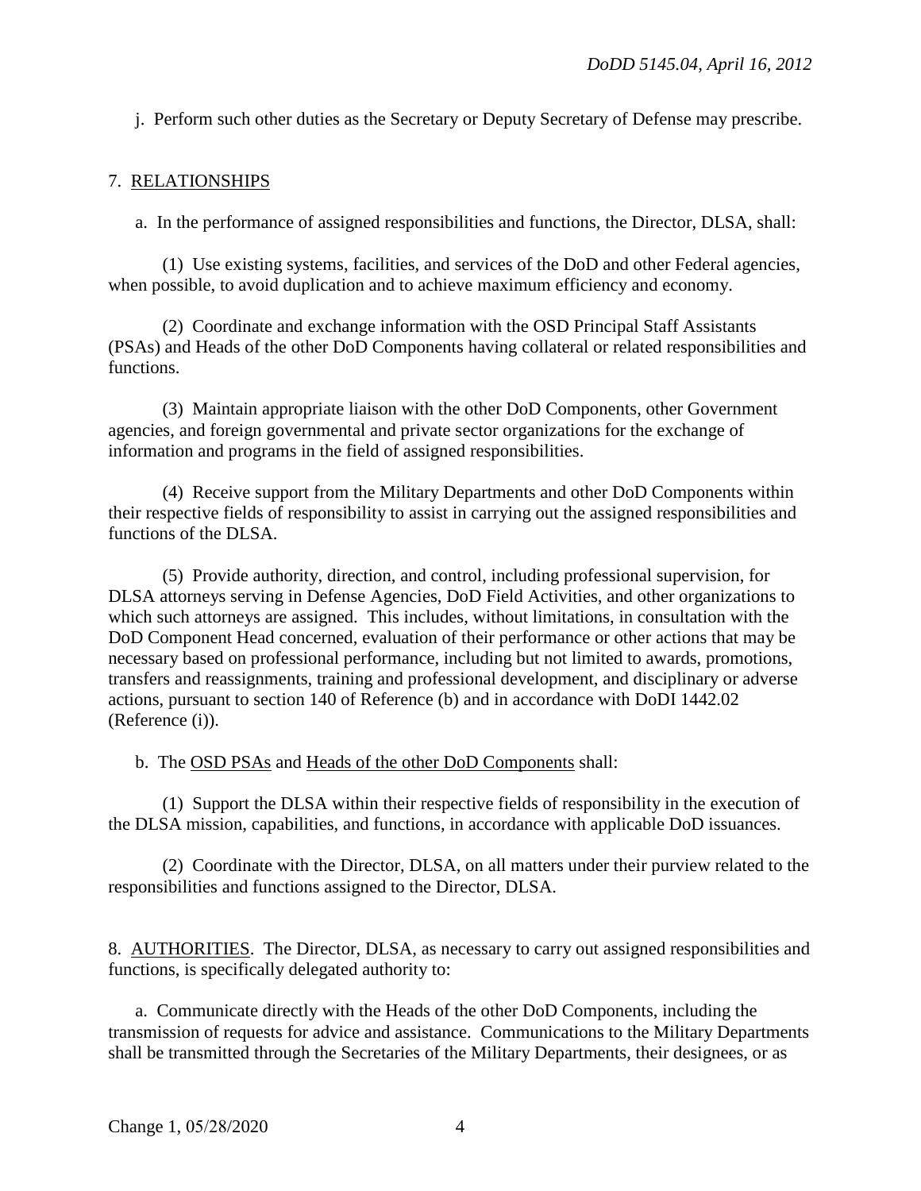j. Perform such other duties as the Secretary or Deputy Secretary of Defense may prescribe.

7. RELATIONSHIPS

a. In the performance of assigned responsibilities and functions, the Director, DLSA, shall:

(1) Use existing systems, facilities, and services of the DoD and other Federal agencies, when possible, to avoid duplication and to achieve maximum efficiency and economy.

(2) Coordinate and exchange information with the OSD Principal Staff Assistants (PSAs) and Heads of the other DoD Components having collateral or related responsibilities and functions.

(3) Maintain appropriate liaison with the other DoD Components, other Government agencies, and foreign governmental and private sector organizations for the exchange of information and programs in the field of assigned responsibilities.

(4) Receive support from the Military Departments and other DoD Components within their respective fields of responsibility to assist in carrying out the assigned responsibilities and functions of the DLSA.

(5) Provide authority, direction, and control, including professional supervision, for DLSA attorneys serving in Defense Agencies, DoD Field Activities, and other organizations to which such attorneys are assigned. This includes, without limitations, in consultation with the DoD Component Head concerned, evaluation of their performance or other actions that may be necessary based on professional performance, including but not limited to awards, promotions, transfers and reassignments, training and professional development, and disciplinary or adverse actions, pursuant to section 140 of Reference (b) and in accordance with DoDI 1442.02 (Reference (i)).

b. The OSD PSAs and Heads of the other DoD Components shall:

(1) Support the DLSA within their respective fields of responsibility in the execution of the DLSA mission, capabilities, and functions, in accordance with applicable DoD issuances.

(2) Coordinate with the Director, DLSA, on all matters under their purview related to the responsibilities and functions assigned to the Director, DLSA.

8. AUTHORITIES. The Director, DLSA, as necessary to carry out assigned responsibilities and functions, is specifically delegated authority to:

a. Communicate directly with the Heads of the other DoD Components, including the transmission of requests for advice and assistance. Communications to the Military Departments shall be transmitted through the Secretaries of the Military Departments, their designees, or as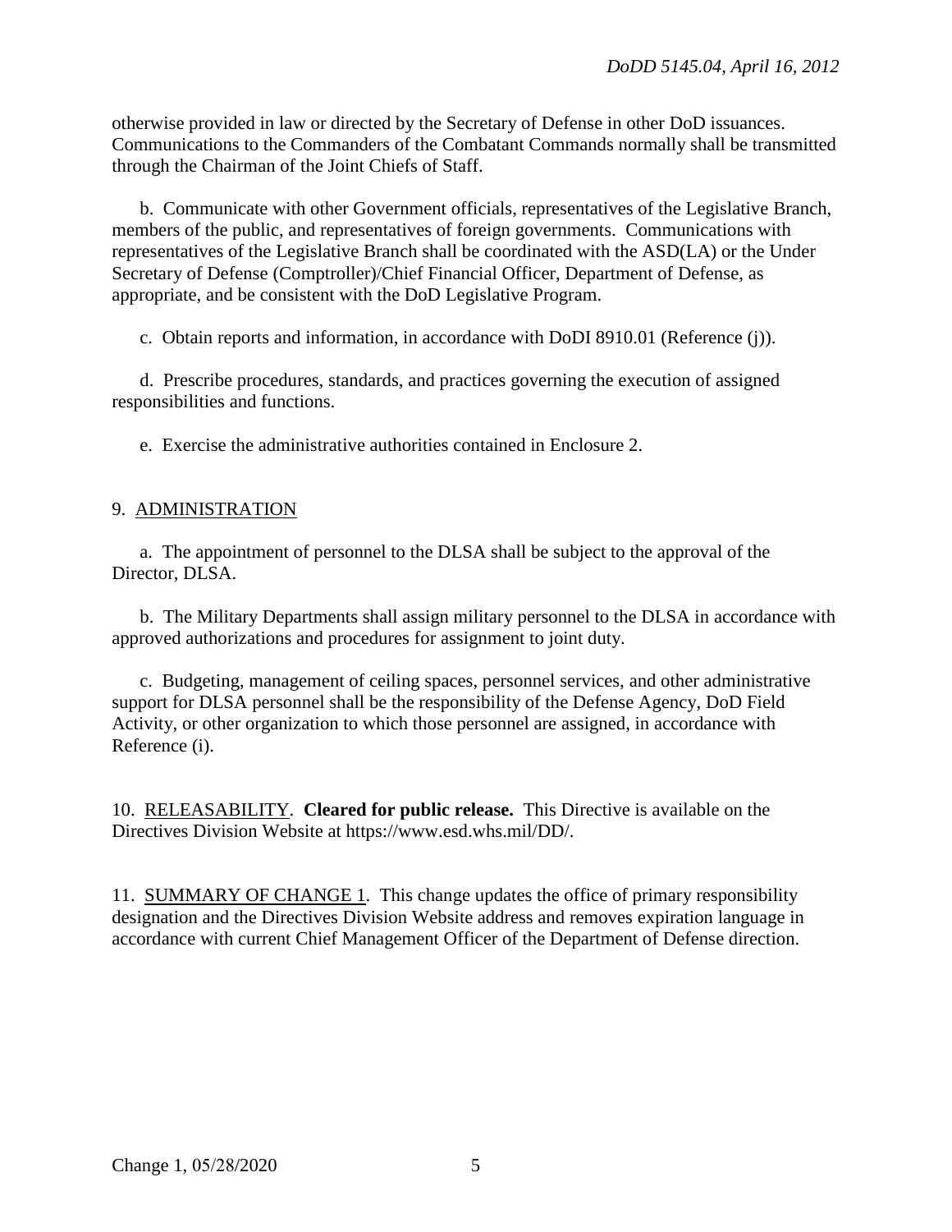otherwise provided in law or directed by the Secretary of Defense in other DoD issuances. Communications to the Commanders of the Combatant Commands normally shall be transmitted through the Chairman of the Joint Chiefs of Staff.

b. Communicate with other Government officials, representatives of the Legislative Branch, members of the public, and representatives of foreign governments. Communications with representatives of the Legislative Branch shall be coordinated with the ASD(LA) or the Under Secretary of Defense (Comptroller)/Chief Financial Officer, Department of Defense, as appropriate, and be consistent with the DoD Legislative Program.

c. Obtain reports and information, in accordance with DoDI 8910.01 (Reference (j)).

d. Prescribe procedures, standards, and practices governing the execution of assigned responsibilities and functions.

e. Exercise the administrative authorities contained in Enclosure 2.

9. ADMINISTRATION

a. The appointment of personnel to the DLSA shall be subject to the approval of the Director, DLSA.

b. The Military Departments shall assign military personnel to the DLSA in accordance with approved authorizations and procedures for assignment to joint duty.

c. Budgeting, management of ceiling spaces, personnel services, and other administrative support for DLSA personnel shall be the responsibility of the Defense Agency, DoD Field Activity, or other organization to which those personnel are assigned, in accordance with Reference (i).

10. RELEASABILITY. **Cleared for public release.** This Directive is available on the Directives Division Website at https://www.esd.whs.mil/DD/.

11. SUMMARY OF CHANGE 1. This change updates the office of primary responsibility designation and the Directives Division Website address and removes expiration language in accordance with current Chief Management Officer of the Department of Defense direction.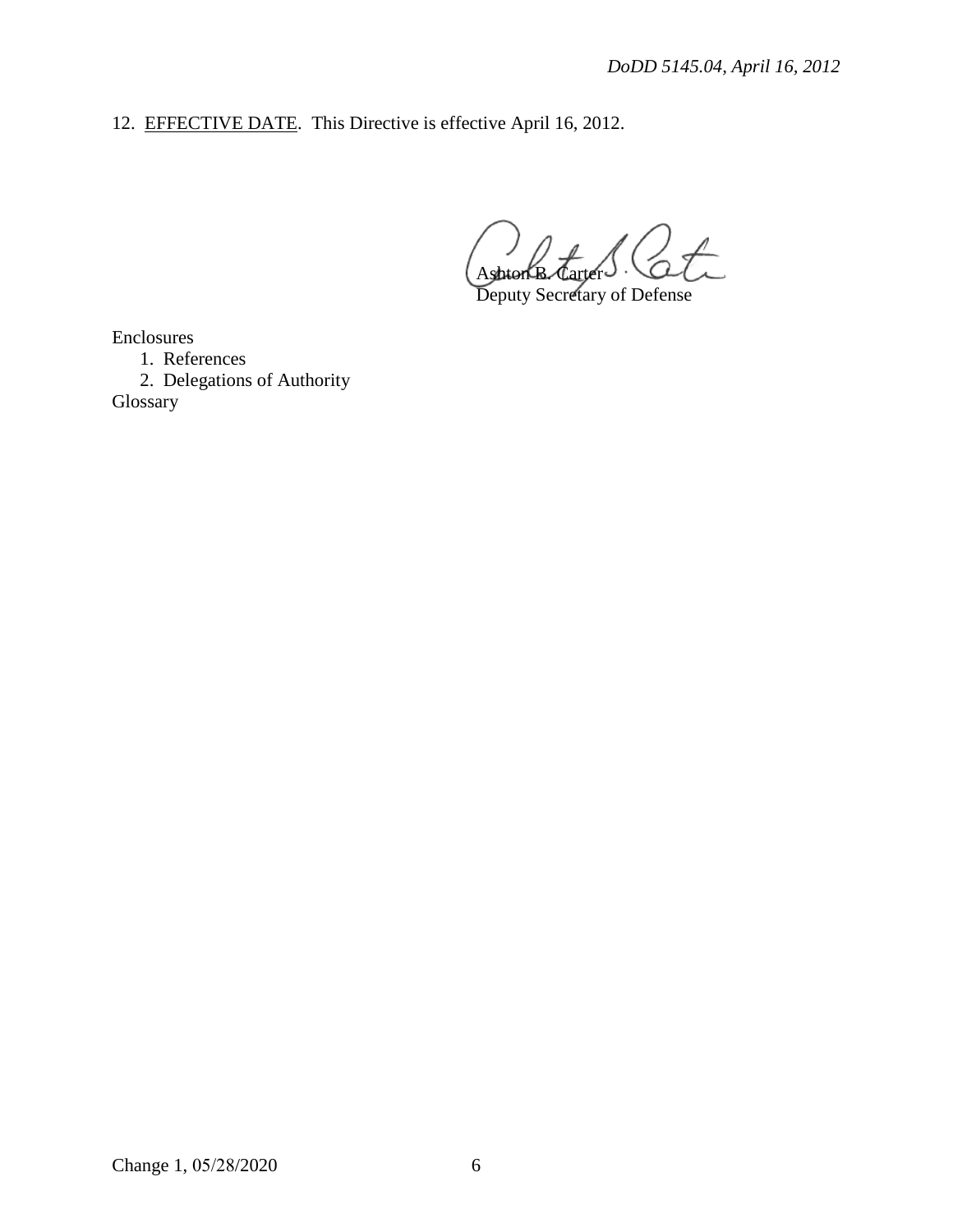12. <u>EFFECTIVE DATE</u>. This Directive is effective April 16, 2012.

Ashton B. Carter
Deputy Secretary of Defense

Enclosures
1. References
2. Delegations of Authority

Glossary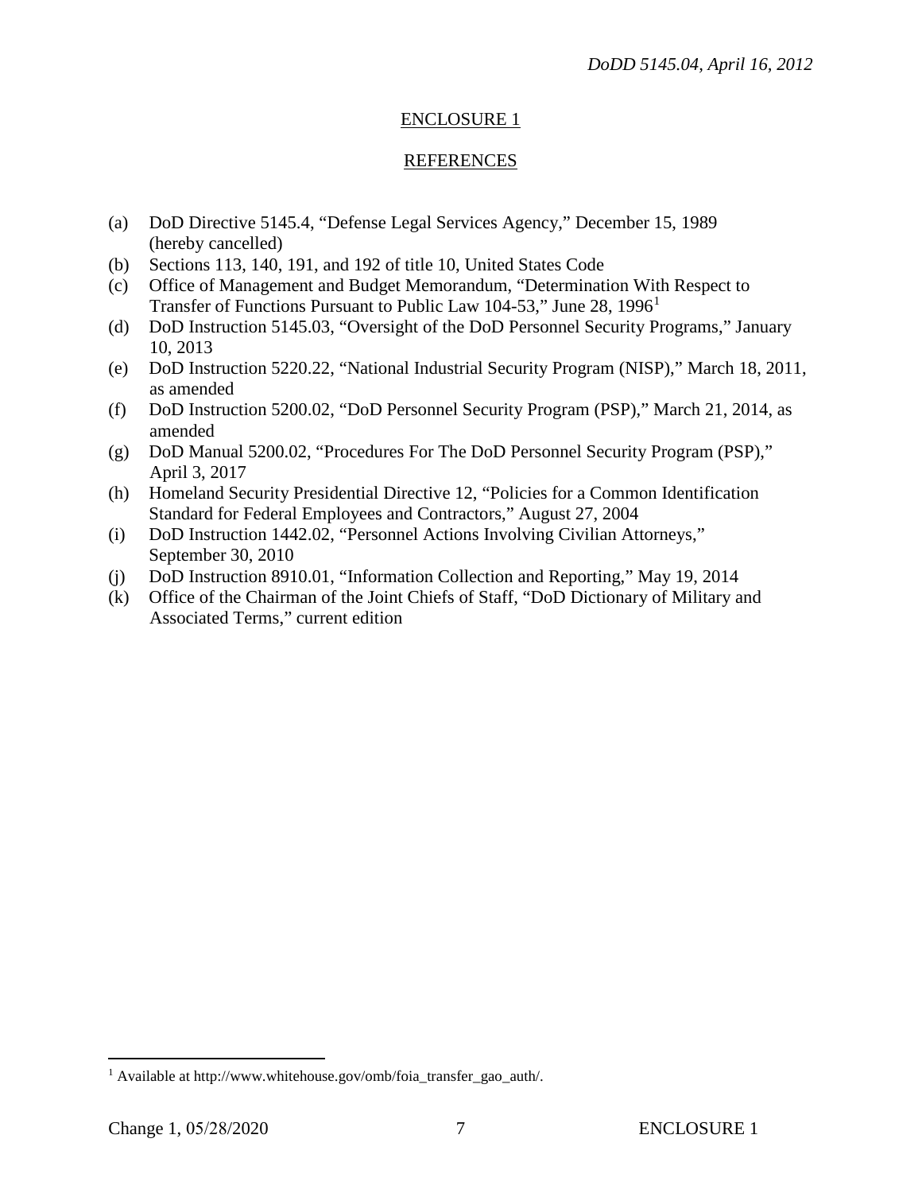## ENCLOSURE 1

## REFERENCES

(a) DoD Directive 5145.4, "Defense Legal Services Agency," December 15, 1989 (hereby cancelled)
(b) Sections 113, 140, 191, and 192 of title 10, United States Code
(c) Office of Management and Budget Memorandum, "Determination With Respect to Transfer of Functions Pursuant to Public Law 104-53," June 28, 1996[1]
(d) DoD Instruction 5145.03, "Oversight of the DoD Personnel Security Programs," January 10, 2013
(e) DoD Instruction 5220.22, "National Industrial Security Program (NISP)," March 18, 2011, as amended
(f) DoD Instruction 5200.02, "DoD Personnel Security Program (PSP)," March 21, 2014, as amended
(g) DoD Manual 5200.02, "Procedures For The DoD Personnel Security Program (PSP)," April 3, 2017
(h) Homeland Security Presidential Directive 12, "Policies for a Common Identification Standard for Federal Employees and Contractors," August 27, 2004
(i) DoD Instruction 1442.02, "Personnel Actions Involving Civilian Attorneys," September 30, 2010
(j) DoD Instruction 8910.01, "Information Collection and Reporting," May 19, 2014
(k) Office of the Chairman of the Joint Chiefs of Staff, "DoD Dictionary of Military and Associated Terms," current edition

---

[1] Available at http://www.whitehouse.gov/omb/foia_transfer_gao_auth/.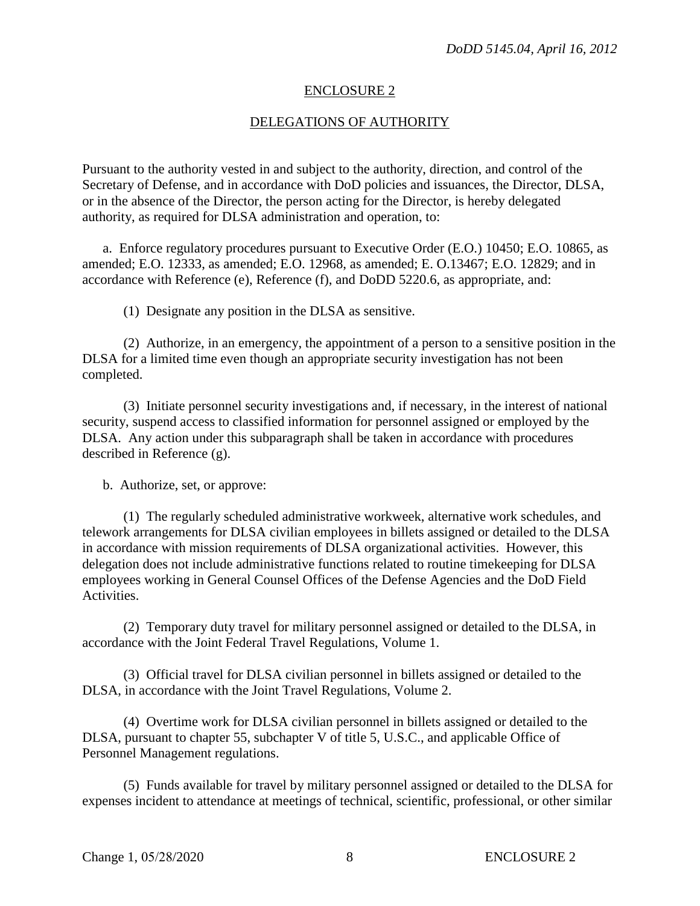## ENCLOSURE 2

## DELEGATIONS OF AUTHORITY

Pursuant to the authority vested in and subject to the authority, direction, and control of the Secretary of Defense, and in accordance with DoD policies and issuances, the Director, DLSA, or in the absence of the Director, the person acting for the Director, is hereby delegated authority, as required for DLSA administration and operation, to:

a. Enforce regulatory procedures pursuant to Executive Order (E.O.) 10450; E.O. 10865, as amended; E.O. 12333, as amended; E.O. 12968, as amended; E. O.13467; E.O. 12829; and in accordance with Reference (e), Reference (f), and DoDD 5220.6, as appropriate, and:

(1) Designate any position in the DLSA as sensitive.

(2) Authorize, in an emergency, the appointment of a person to a sensitive position in the DLSA for a limited time even though an appropriate security investigation has not been completed.

(3) Initiate personnel security investigations and, if necessary, in the interest of national security, suspend access to classified information for personnel assigned or employed by the DLSA. Any action under this subparagraph shall be taken in accordance with procedures described in Reference (g).

b. Authorize, set, or approve:

(1) The regularly scheduled administrative workweek, alternative work schedules, and telework arrangements for DLSA civilian employees in billets assigned or detailed to the DLSA in accordance with mission requirements of DLSA organizational activities. However, this delegation does not include administrative functions related to routine timekeeping for DLSA employees working in General Counsel Offices of the Defense Agencies and the DoD Field Activities.

(2) Temporary duty travel for military personnel assigned or detailed to the DLSA, in accordance with the Joint Federal Travel Regulations, Volume 1.

(3) Official travel for DLSA civilian personnel in billets assigned or detailed to the DLSA, in accordance with the Joint Travel Regulations, Volume 2.

(4) Overtime work for DLSA civilian personnel in billets assigned or detailed to the DLSA, pursuant to chapter 55, subchapter V of title 5, U.S.C., and applicable Office of Personnel Management regulations.

(5) Funds available for travel by military personnel assigned or detailed to the DLSA for expenses incident to attendance at meetings of technical, scientific, professional, or other similar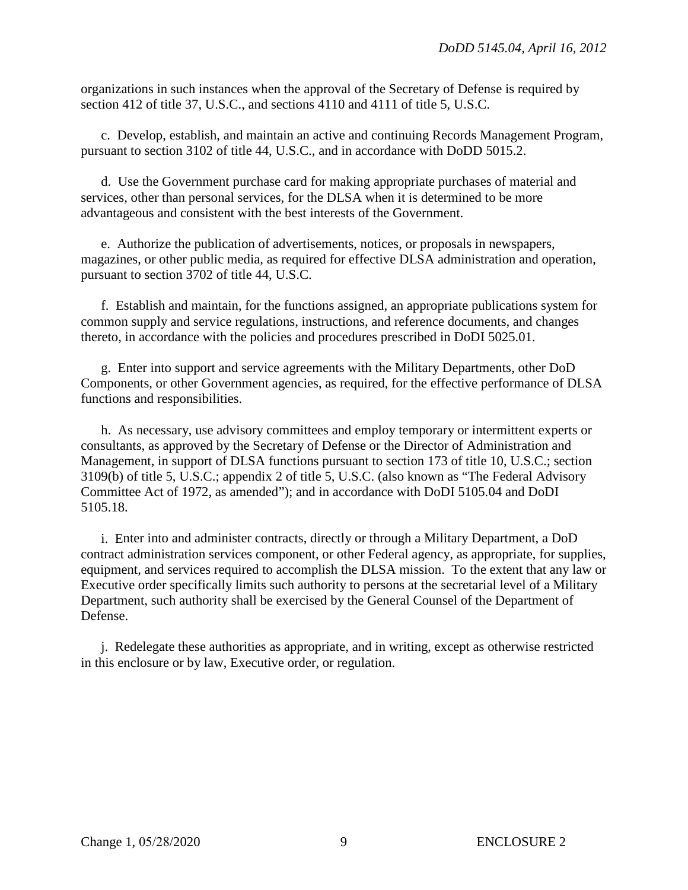organizations in such instances when the approval of the Secretary of Defense is required by section 412 of title 37, U.S.C., and sections 4110 and 4111 of title 5, U.S.C.

c. Develop, establish, and maintain an active and continuing Records Management Program, pursuant to section 3102 of title 44, U.S.C., and in accordance with DoDD 5015.2.

d. Use the Government purchase card for making appropriate purchases of material and services, other than personal services, for the DLSA when it is determined to be more advantageous and consistent with the best interests of the Government.

e. Authorize the publication of advertisements, notices, or proposals in newspapers, magazines, or other public media, as required for effective DLSA administration and operation, pursuant to section 3702 of title 44, U.S.C.

f. Establish and maintain, for the functions assigned, an appropriate publications system for common supply and service regulations, instructions, and reference documents, and changes thereto, in accordance with the policies and procedures prescribed in DoDI 5025.01.

g. Enter into support and service agreements with the Military Departments, other DoD Components, or other Government agencies, as required, for the effective performance of DLSA functions and responsibilities.

h. As necessary, use advisory committees and employ temporary or intermittent experts or consultants, as approved by the Secretary of Defense or the Director of Administration and Management, in support of DLSA functions pursuant to section 173 of title 10, U.S.C.; section 3109(b) of title 5, U.S.C.; appendix 2 of title 5, U.S.C. (also known as "The Federal Advisory Committee Act of 1972, as amended"); and in accordance with DoDI 5105.04 and DoDI 5105.18.

i. Enter into and administer contracts, directly or through a Military Department, a DoD contract administration services component, or other Federal agency, as appropriate, for supplies, equipment, and services required to accomplish the DLSA mission. To the extent that any law or Executive order specifically limits such authority to persons at the secretarial level of a Military Department, such authority shall be exercised by the General Counsel of the Department of Defense.

j. Redelegate these authorities as appropriate, and in writing, except as otherwise restricted in this enclosure or by law, Executive order, or regulation.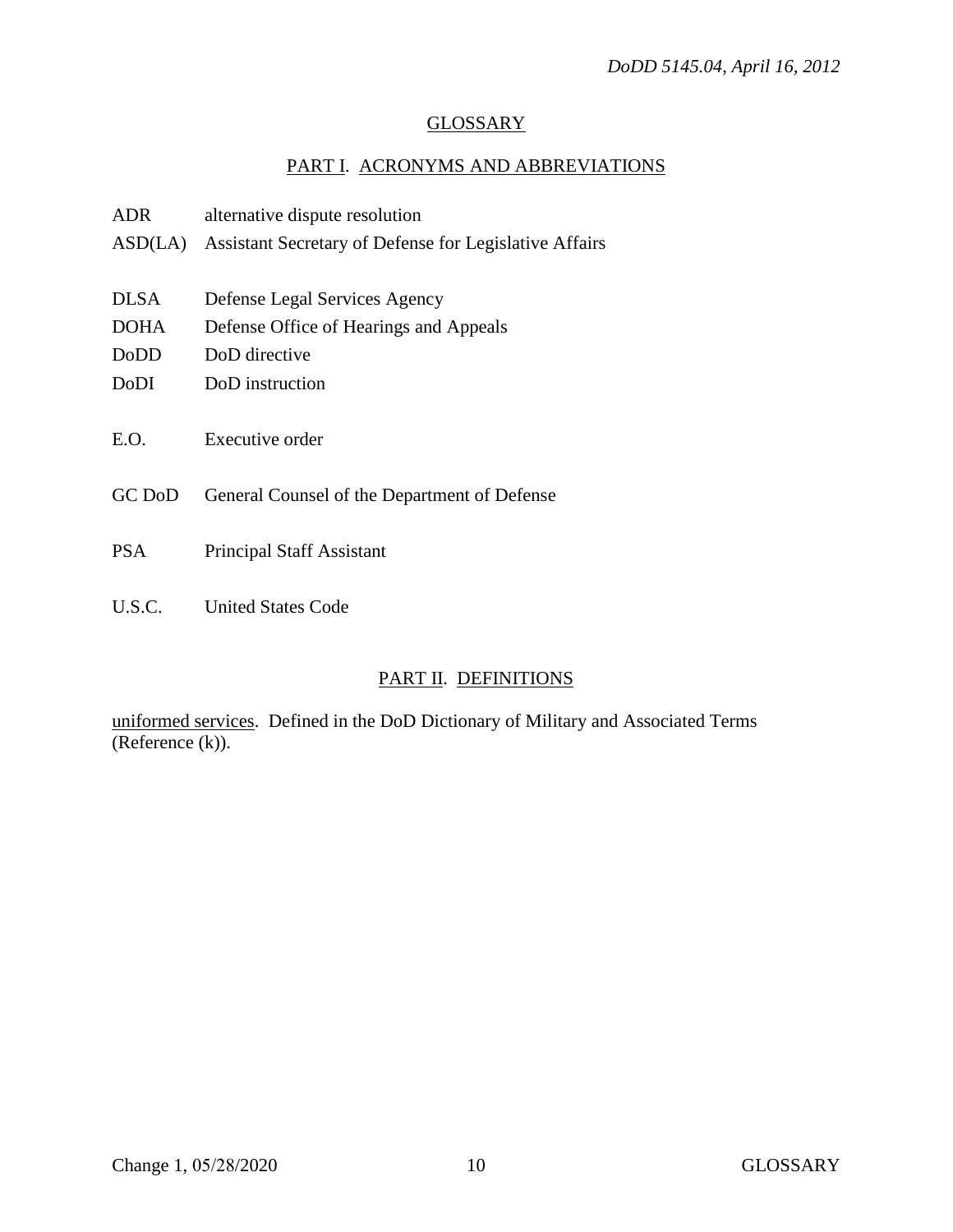# GLOSSARY

## PART I. ACRONYMS AND ABBREVIATIONS

| | |
|---|---|
| ADR | alternative dispute resolution |
| ASD(LA) | Assistant Secretary of Defense for Legislative Affairs |
| DLSA | Defense Legal Services Agency |
| DOHA | Defense Office of Hearings and Appeals |
| DoDD | DoD directive |
| DoDI | DoD instruction |
| E.O. | Executive order |
| GC DoD | General Counsel of the Department of Defense |
| PSA | Principal Staff Assistant |
| U.S.C. | United States Code |

## PART II. DEFINITIONS

uniformed services. Defined in the DoD Dictionary of Military and Associated Terms (Reference (k)).